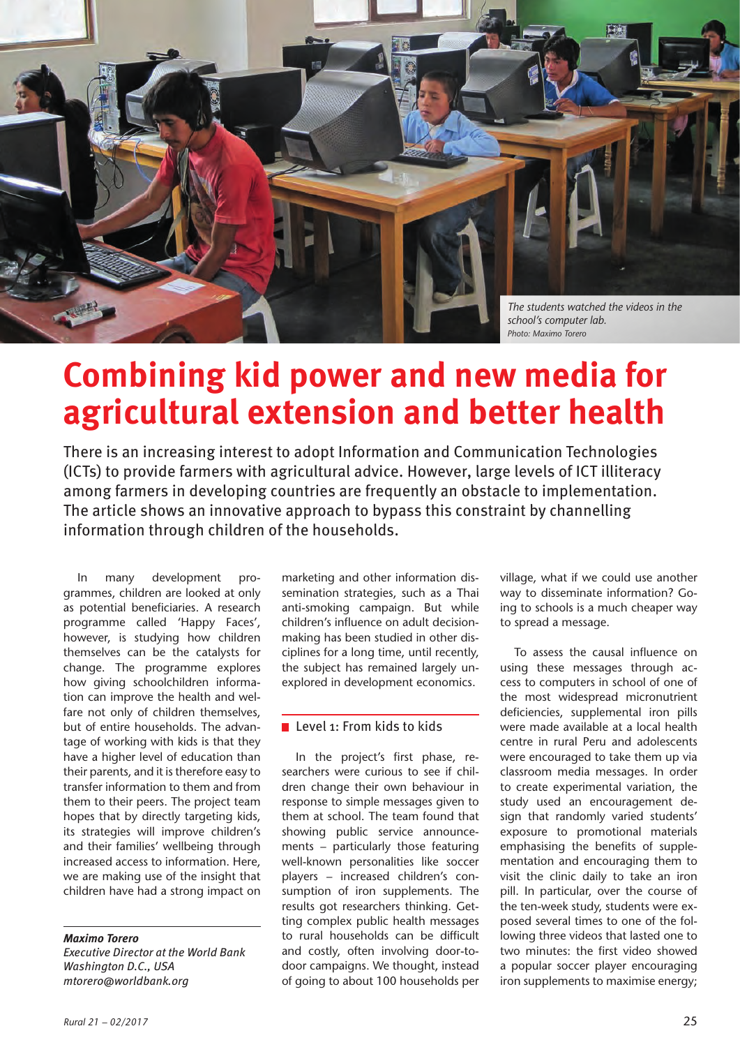The students watched the videos in the school's computer lab.
*Photo: Maximo Torero*

# Combining kid power and new media for agricultural extension and better health

There is an increasing interest to adopt Information and Communication Technologies (ICTs) to provide farmers with agricultural advice. However, large levels of ICT illiteracy among farmers in developing countries are frequently an obstacle to implementation. The article shows an innovative approach to bypass this constraint by channelling information through children of the households.

In many development programmes, children are looked at only as potential beneficiaries. A research programme called 'Happy Faces', however, is studying how children themselves can be the catalysts for change. The programme explores how giving schoolchildren information can improve the health and welfare not only of children themselves, but of entire households. The advantage of working with kids is that they have a higher level of education than their parents, and it is therefore easy to transfer information to them and from them to their peers. The project team hopes that by directly targeting kids, its strategies will improve children's and their families' wellbeing through increased access to information. Here, we are making use of the insight that children have had a strong impact on marketing and other information dissemination strategies, such as a Thai anti-smoking campaign. But while children's influence on adult decision-making has been studied in other disciplines for a long time, until recently, the subject has remained largely unexplored in development economics.

***Maximo Torero***
*Executive Director at the World Bank*
*Washington D.C., USA*
*mtorero@worldbank.org*

## Level 1: From kids to kids

In the project's first phase, researchers were curious to see if children change their own behaviour in response to simple messages given to them at school. The team found that showing public service announcements – particularly those featuring well-known personalities like soccer players – increased children's consumption of iron supplements. The results got researchers thinking. Getting complex public health messages to rural households can be difficult and costly, often involving door-to-door campaigns. We thought, instead of going to about 100 households per village, what if we could use another way to disseminate information? Going to schools is a much cheaper way to spread a message.

To assess the causal influence on using these messages through access to computers in school of one of the most widespread micronutrient deficiencies, supplemental iron pills were made available at a local health centre in rural Peru and adolescents were encouraged to take them up via classroom media messages. In order to create experimental variation, the study used an encouragement design that randomly varied students' exposure to promotional materials emphasising the benefits of supplementation and encouraging them to visit the clinic daily to take an iron pill. In particular, over the course of the ten-week study, students were exposed several times to one of the following three videos that lasted one to two minutes: the first video showed a popular soccer player encouraging iron supplements to maximise energy;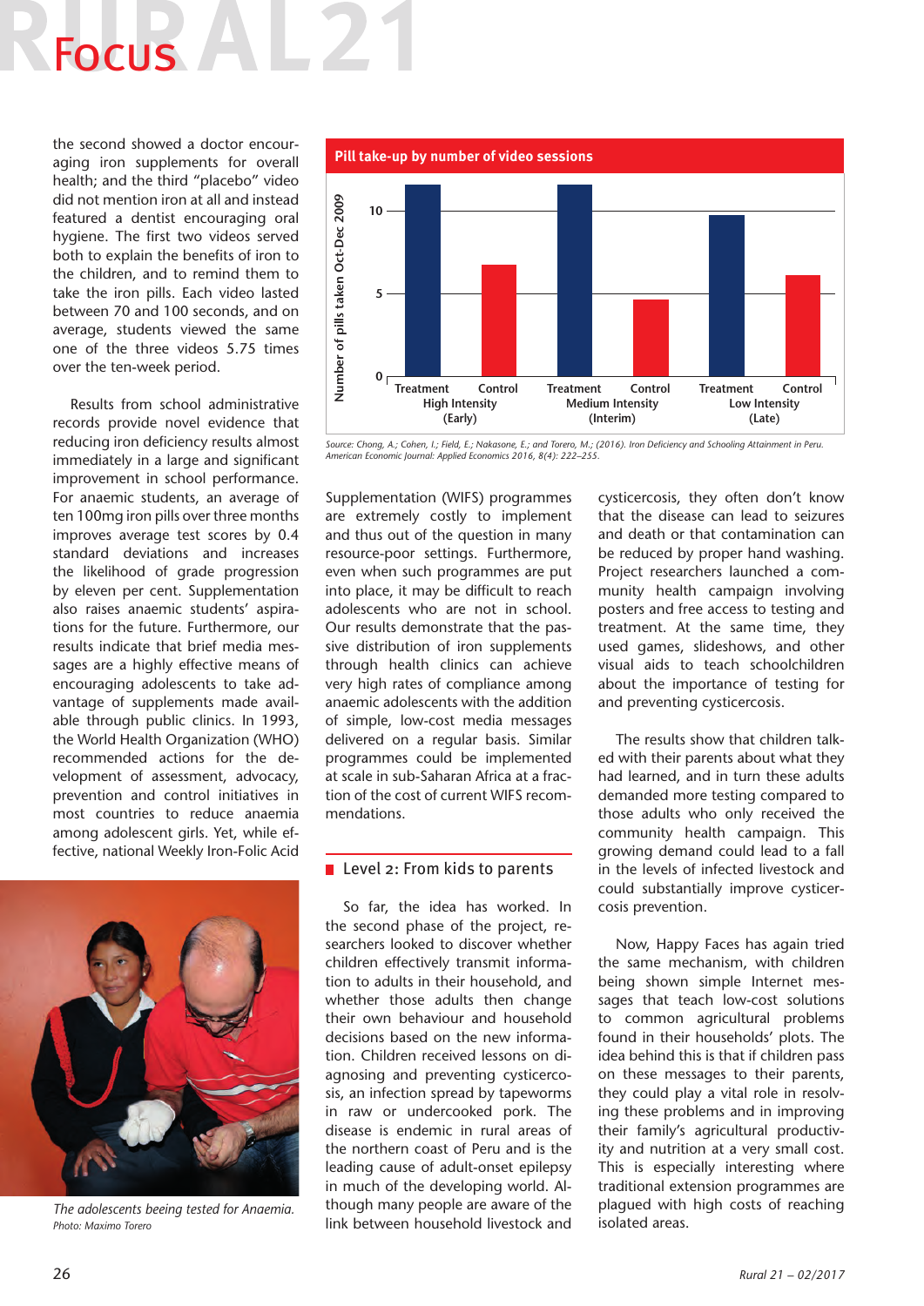the second showed a doctor encouraging iron supplements for overall health; and the third "placebo" video did not mention iron at all and instead featured a dentist encouraging oral hygiene. The first two videos served both to explain the benefits of iron to the children, and to remind them to take the iron pills. Each video lasted between 70 and 100 seconds, and on average, students viewed the same one of the three videos 5.75 times over the ten-week period.

Results from school administrative records provide novel evidence that reducing iron deficiency results almost immediately in a large and significant improvement in school performance. For anaemic students, an average of ten 100mg iron pills over three months improves average test scores by 0.4 standard deviations and increases the likelihood of grade progression by eleven per cent. Supplementation also raises anaemic students' aspirations for the future. Furthermore, our results indicate that brief media messages are a highly effective means of encouraging adolescents to take advantage of supplements made available through public clinics. In 1993, the World Health Organization (WHO) recommended actions for the development of assessment, advocacy, prevention and control initiatives in most countries to reduce anaemia among adolescent girls. Yet, while effective, national Weekly Iron-Folic Acid Supplementation (WIFS) programmes are extremely costly to implement and thus out of the question in many resource-poor settings. Furthermore, even when such programmes are put into place, it may be difficult to reach adolescents who are not in school. Our results demonstrate that the passive distribution of iron supplements through health clinics can achieve very high rates of compliance among anaemic adolescents with the addition of simple, low-cost media messages delivered on a regular basis. Similar programmes could be implemented at scale in sub-Saharan Africa at a fraction of the cost of current WIFS recommendations.

**Pill take-up by number of video sessions**

| | Treatment | Control |
|---|---|---|
| High Intensity (Early) | ~11 | ~6.7 |
| Medium Intensity (Interim) | ~11 | ~4.6 |
| Low Intensity (Late) | ~9.8 | ~6.1 |

*Y-axis: Number of pills taken Oct-Dec 2009 (0, 5, 10)*

*Source: Chong, A.; Cohen, I.; Field, E.; Nakasone, E.; and Torero, M.; (2016). Iron Deficiency and Schooling Attainment in Peru. American Economic Journal: Applied Economics 2016, 8(4): 222–255.*

*The adolescents beeing tested for Anaemia.*
*Photo: Maximo Torero*

## Level 2: From kids to parents

So far, the idea has worked. In the second phase of the project, researchers looked to discover whether children effectively transmit information to adults in their household, and whether those adults then change their own behaviour and household decisions based on the new information. Children received lessons on diagnosing and preventing cysticercosis, an infection spread by tapeworms in raw or undercooked pork. The disease is endemic in rural areas of the northern coast of Peru and is the leading cause of adult-onset epilepsy in much of the developing world. Although many people are aware of the link between household livestock and cysticercosis, they often don't know that the disease can lead to seizures and death or that contamination can be reduced by proper hand washing. Project researchers launched a community health campaign involving posters and free access to testing and treatment. At the same time, they used games, slideshows, and other visual aids to teach schoolchildren about the importance of testing for and preventing cysticercosis.

The results show that children talked with their parents about what they had learned, and in turn these adults demanded more testing compared to those adults who only received the community health campaign. This growing demand could lead to a fall in the levels of infected livestock and could substantially improve cysticercosis prevention.

Now, Happy Faces has again tried the same mechanism, with children being shown simple Internet messages that teach low-cost solutions to common agricultural problems found in their households' plots. The idea behind this is that if children pass on these messages to their parents, they could play a vital role in resolving these problems and in improving their family's agricultural productivity and nutrition at a very small cost. This is especially interesting where traditional extension programmes are plagued with high costs of reaching isolated areas.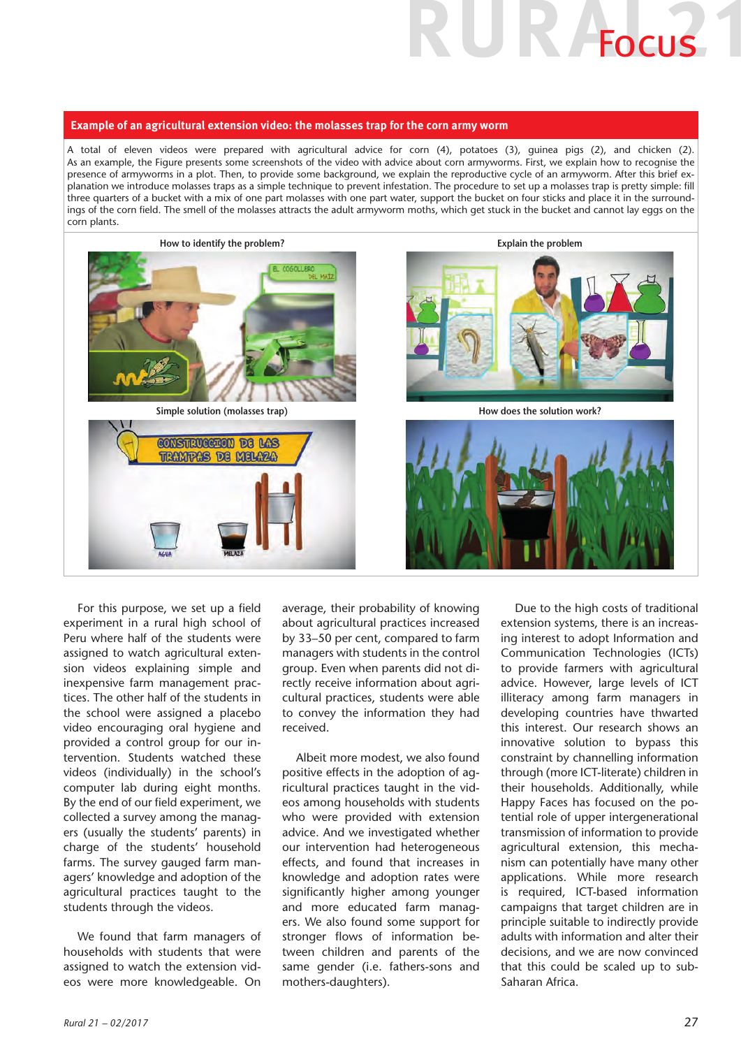### Example of an agricultural extension video: the molasses trap for the corn army worm

A total of eleven videos were prepared with agricultural advice for corn (4), potatoes (3), guinea pigs (2), and chicken (2). As an example, the Figure presents some screenshots of the video with advice about corn armyworms. First, we explain how to recognise the presence of armyworms in a plot. Then, to provide some background, we explain the reproductive cycle of an armyworm. After this brief explanation we introduce molasses traps as a simple technique to prevent infestation. The procedure to set up a molasses trap is pretty simple: fill three quarters of a bucket with a mix of one part molasses with one part water, support the bucket on four sticks and place it in the surroundings of the corn field. The smell of the molasses attracts the adult armyworm moths, which get stuck in the bucket and cannot lay eggs on the corn plants.

How to identify the problem?

Explain the problem

Simple solution (molasses trap)

How does the solution work?

For this purpose, we set up a field experiment in a rural high school of Peru where half of the students were assigned to watch agricultural extension videos explaining simple and inexpensive farm management practices. The other half of the students in the school were assigned a placebo video encouraging oral hygiene and provided a control group for our intervention. Students watched these videos (individually) in the school's computer lab during eight months. By the end of our field experiment, we collected a survey among the managers (usually the students' parents) in charge of the students' household farms. The survey gauged farm managers' knowledge and adoption of the agricultural practices taught to the students through the videos.

We found that farm managers of households with students that were assigned to watch the extension videos were more knowledgeable. On average, their probability of knowing about agricultural practices increased by 33–50 per cent, compared to farm managers with students in the control group. Even when parents did not directly receive information about agricultural practices, students were able to convey the information they had received.

Albeit more modest, we also found positive effects in the adoption of agricultural practices taught in the videos among households with students who were provided with extension advice. And we investigated whether our intervention had heterogeneous effects, and found that increases in knowledge and adoption rates were significantly higher among younger and more educated farm managers. We also found some support for stronger flows of information between children and parents of the same gender (i.e. fathers-sons and mothers-daughters).

Due to the high costs of traditional extension systems, there is an increasing interest to adopt Information and Communication Technologies (ICTs) to provide farmers with agricultural advice. However, large levels of ICT illiteracy among farm managers in developing countries have thwarted this interest. Our research shows an innovative solution to bypass this constraint by channelling information through (more ICT-literate) children in their households. Additionally, while Happy Faces has focused on the potential role of upper intergenerational transmission of information to provide agricultural extension, this mechanism can potentially have many other applications. While more research is required, ICT-based information campaigns that target children are in principle suitable to indirectly provide adults with information and alter their decisions, and we are now convinced that this could be scaled up to sub-Saharan Africa.